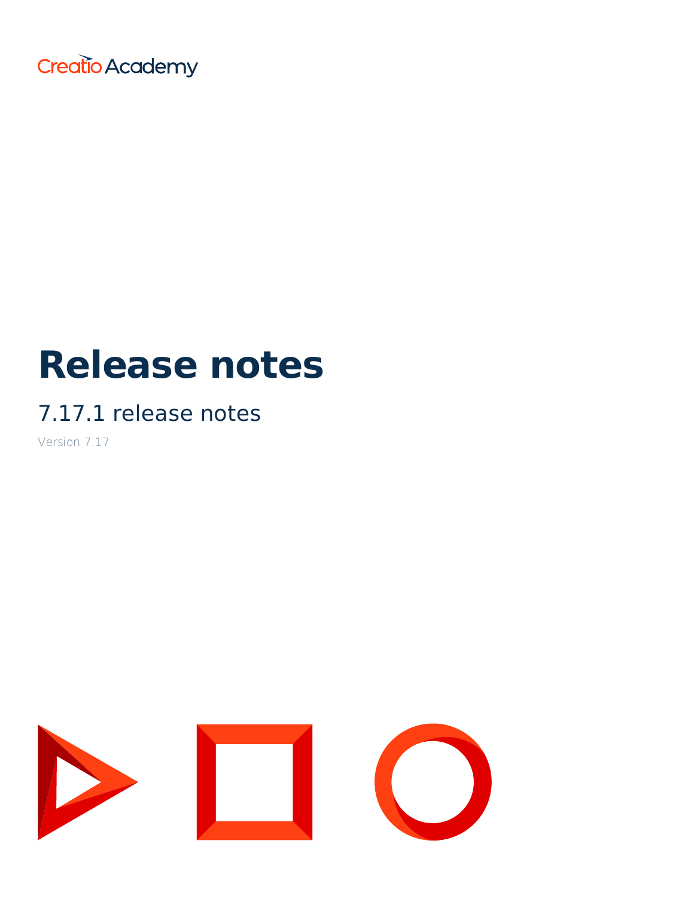Creatio Academy

# Release notes

## 7.17.1 release notes

Version 7.17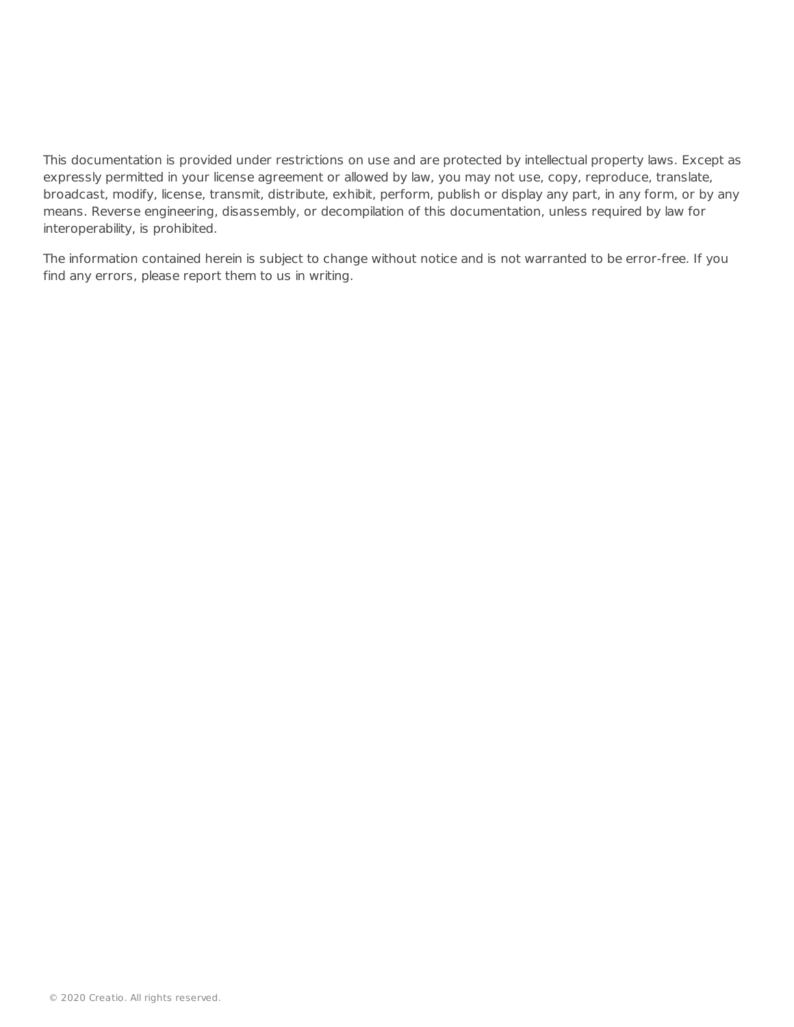This documentation is provided under restrictions on use and are protected by intellectual property laws. Except as expressly permitted in your license agreement or allowed by law, you may not use, copy, reproduce, translate, broadcast, modify, license, transmit, distribute, exhibit, perform, publish or display any part, in any form, or by any means. Reverse engineering, disassembly, or decompilation of this documentation, unless required by law for interoperability, is prohibited.

The information contained herein is subject to change without notice and is not warranted to be error-free. If you find any errors, please report them to us in writing.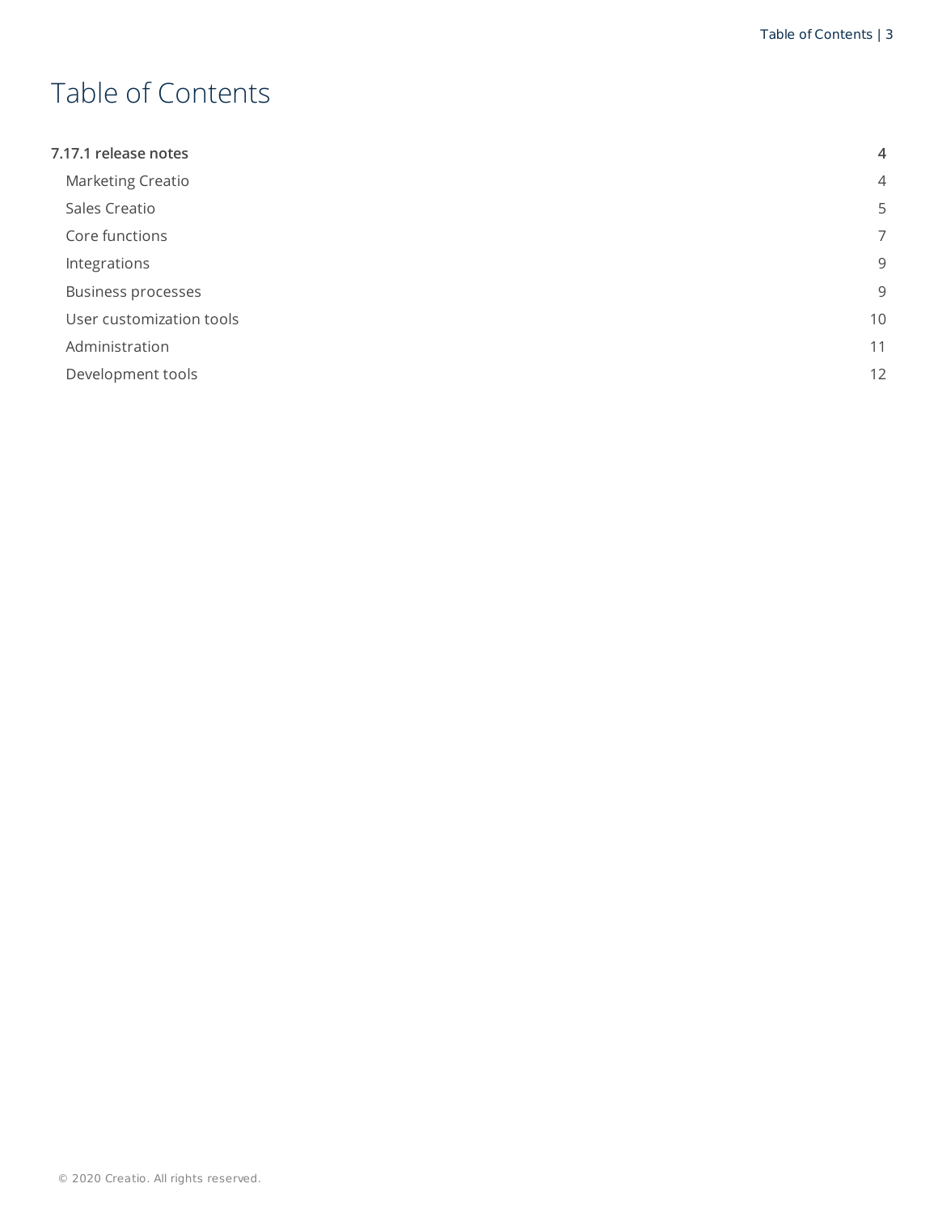# Table of Contents

**7.17.1 release notes** 4

- Marketing Creatio 4
- Sales Creatio 5
- Core functions 7
- Integrations 9
- Business processes 9
- User customization tools 10
- Administration 11
- Development tools 12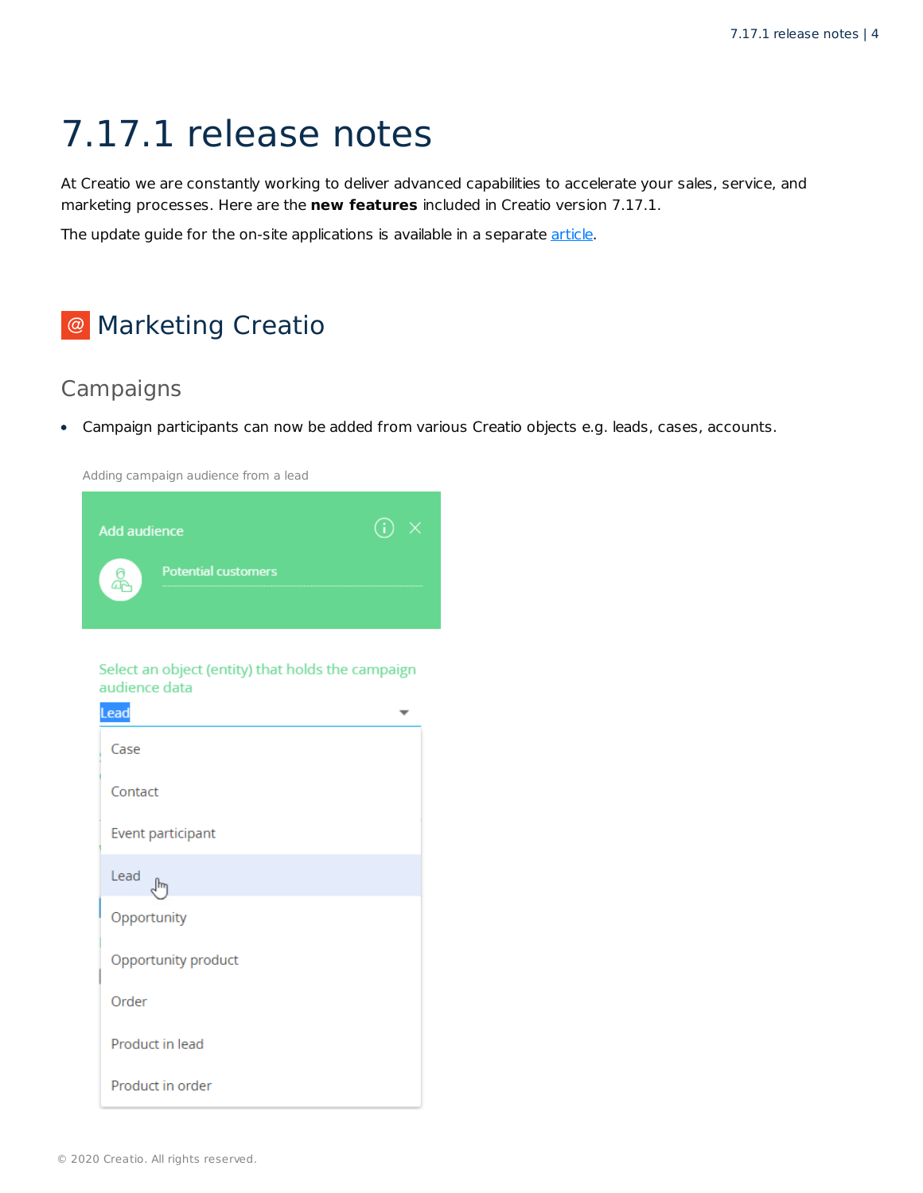# 7.17.1 release notes

At Creatio we are constantly working to deliver advanced capabilities to accelerate your sales, service, and marketing processes. Here are the **new features** included in Creatio version 7.17.1.

The update guide for the on-site applications is available in a separate article.

## Marketing Creatio

### Campaigns

- Campaign participants can now be added from various Creatio objects e.g. leads, cases, accounts.

Adding campaign audience from a lead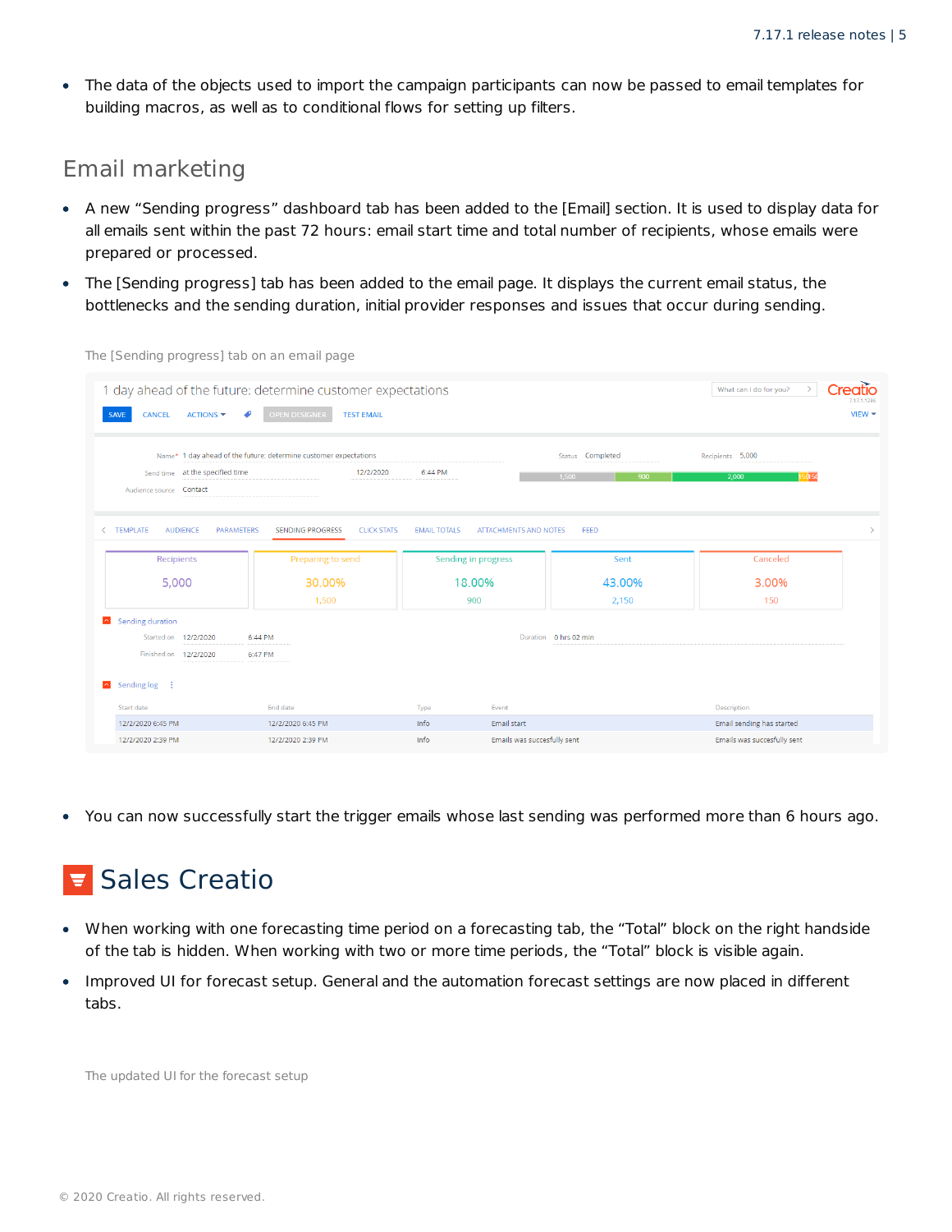- The data of the objects used to import the campaign participants can now be passed to email templates for building macros, as well as to conditional flows for setting up filters.

## Email marketing

- A new “Sending progress” dashboard tab has been added to the [Email] section. It is used to display data for all emails sent within the past 72 hours: email start time and total number of recipients, whose emails were prepared or processed.
- The [Sending progress] tab has been added to the email page. It displays the current email status, the bottlenecks and the sending duration, initial provider responses and issues that occur during sending.

The [Sending progress] tab on an email page

- You can now successfully start the trigger emails whose last sending was performed more than 6 hours ago.

# Sales Creatio

- When working with one forecasting time period on a forecasting tab, the “Total” block on the right handside of the tab is hidden. When working with two or more time periods, the “Total” block is visible again.
- Improved UI for forecast setup. General and the automation forecast settings are now placed in different tabs.

The updated UI for the forecast setup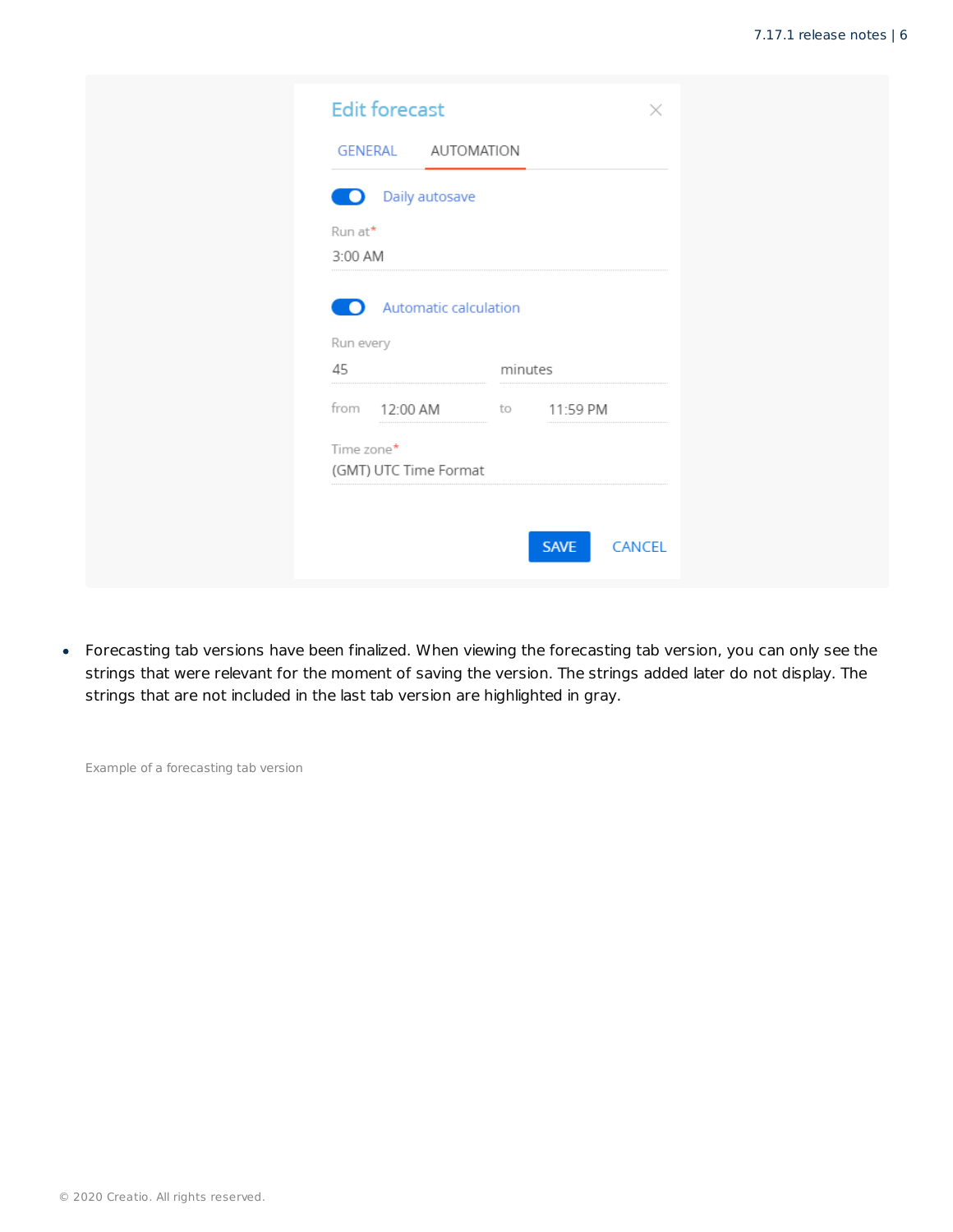Edit forecast

GENERAL AUTOMATION

Daily autosave

Run at*

3:00 AM

Automatic calculation

Run every

45 minutes

from 12:00 AM to 11:59 PM

Time zone*

(GMT) UTC Time Format

SAVE CANCEL

- Forecasting tab versions have been finalized. When viewing the forecasting tab version, you can only see the strings that were relevant for the moment of saving the version. The strings added later do not display. The strings that are not included in the last tab version are highlighted in gray.

Example of a forecasting tab version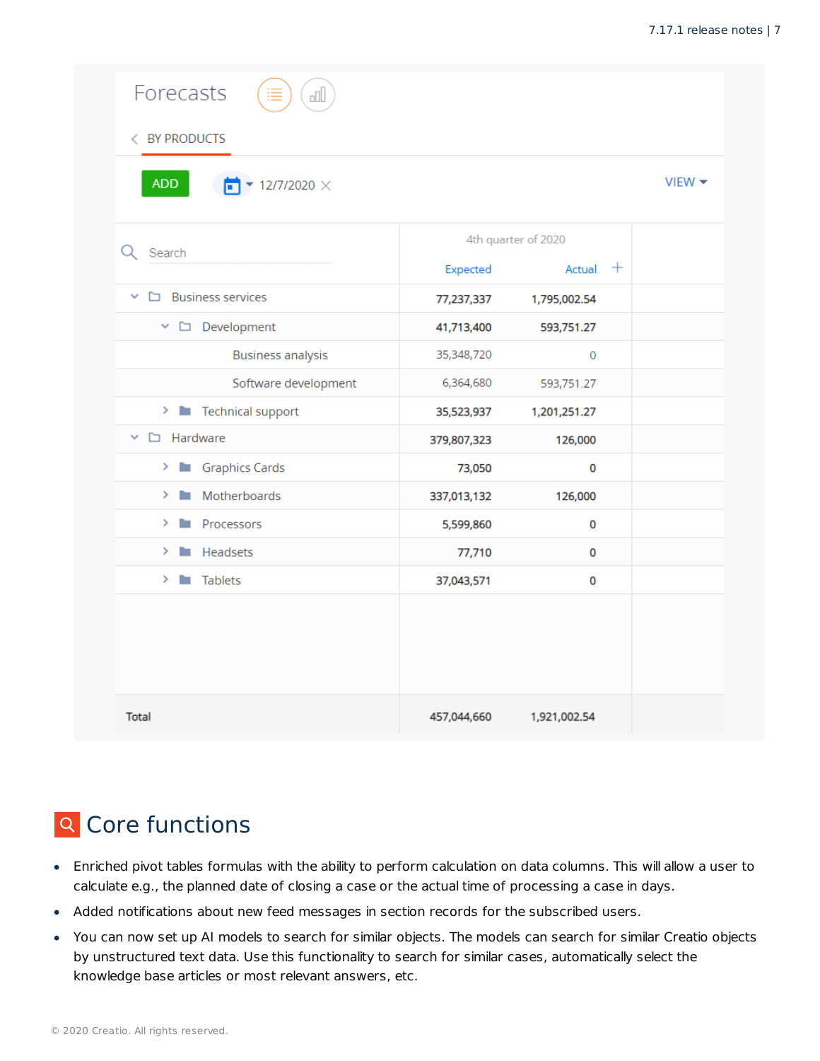Forecasts

BY PRODUCTS

ADD 12/7/2020 VIEW

| Search | 4th quarter of 2020 | |
|---|---|---|
| | Expected | Actual |
| Business services | 77,237,337 | 1,795,002.54 |
| Development | 41,713,400 | 593,751.27 |
| Business analysis | 35,348,720 | 0 |
| Software development | 6,364,680 | 593,751.27 |
| Technical support | 35,523,937 | 1,201,251.27 |
| Hardware | 379,807,323 | 126,000 |
| Graphics Cards | 73,050 | 0 |
| Motherboards | 337,013,132 | 126,000 |
| Processors | 5,599,860 | 0 |
| Headsets | 77,710 | 0 |
| Tablets | 37,043,571 | 0 |
| Total | 457,044,660 | 1,921,002.54 |

# Core functions

- Enriched pivot tables formulas with the ability to perform calculation on data columns. This will allow a user to calculate e.g., the planned date of closing a case or the actual time of processing a case in days.
- Added notifications about new feed messages in section records for the subscribed users.
- You can now set up AI models to search for similar objects. The models can search for similar Creatio objects by unstructured text data. Use this functionality to search for similar cases, automatically select the knowledge base articles or most relevant answers, etc.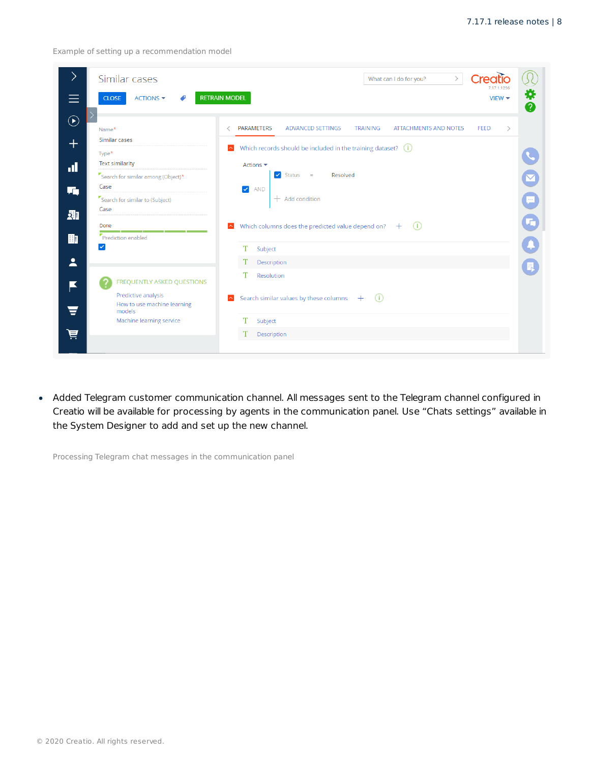Example of setting up a recommendation model

- Added Telegram customer communication channel. All messages sent to the Telegram channel configured in Creatio will be available for processing by agents in the communication panel. Use “Chats settings” available in the System Designer to add and set up the new channel.

Processing Telegram chat messages in the communication panel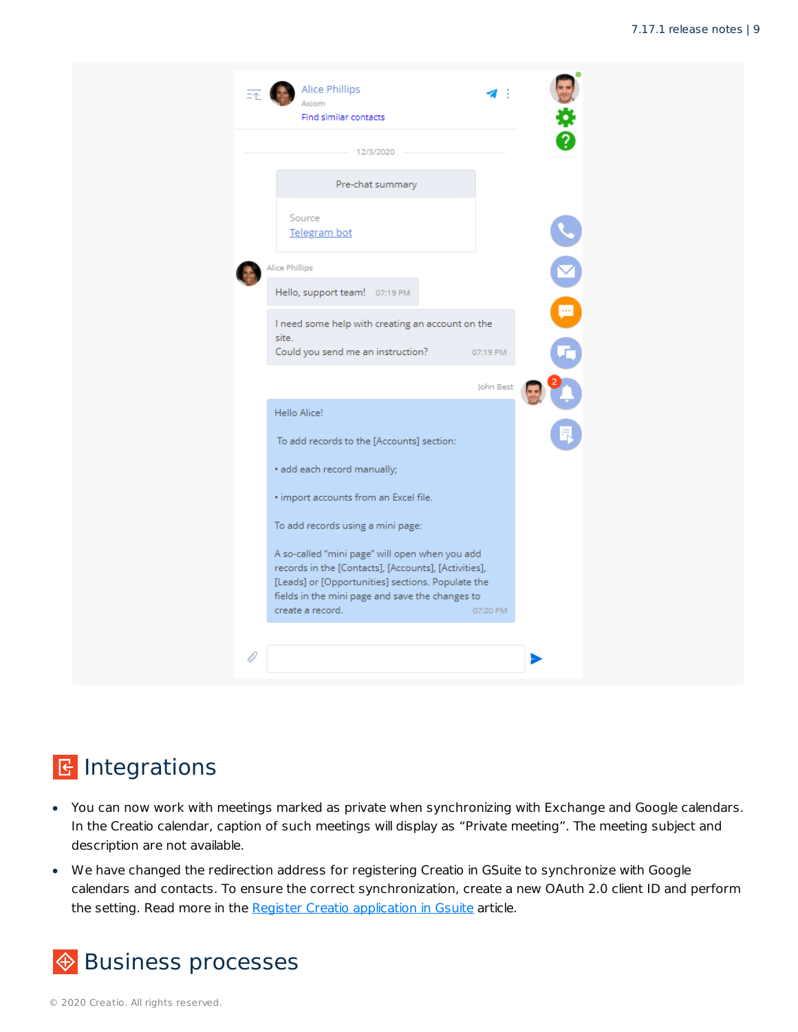## Integrations

- You can now work with meetings marked as private when synchronizing with Exchange and Google calendars. In the Creatio calendar, caption of such meetings will display as “Private meeting”. The meeting subject and description are not available.
- We have changed the redirection address for registering Creatio in GSuite to synchronize with Google calendars and contacts. To ensure the correct synchronization, create a new OAuth 2.0 client ID and perform the setting. Read more in the [Register Creatio application in Gsuite] article.

## Business processes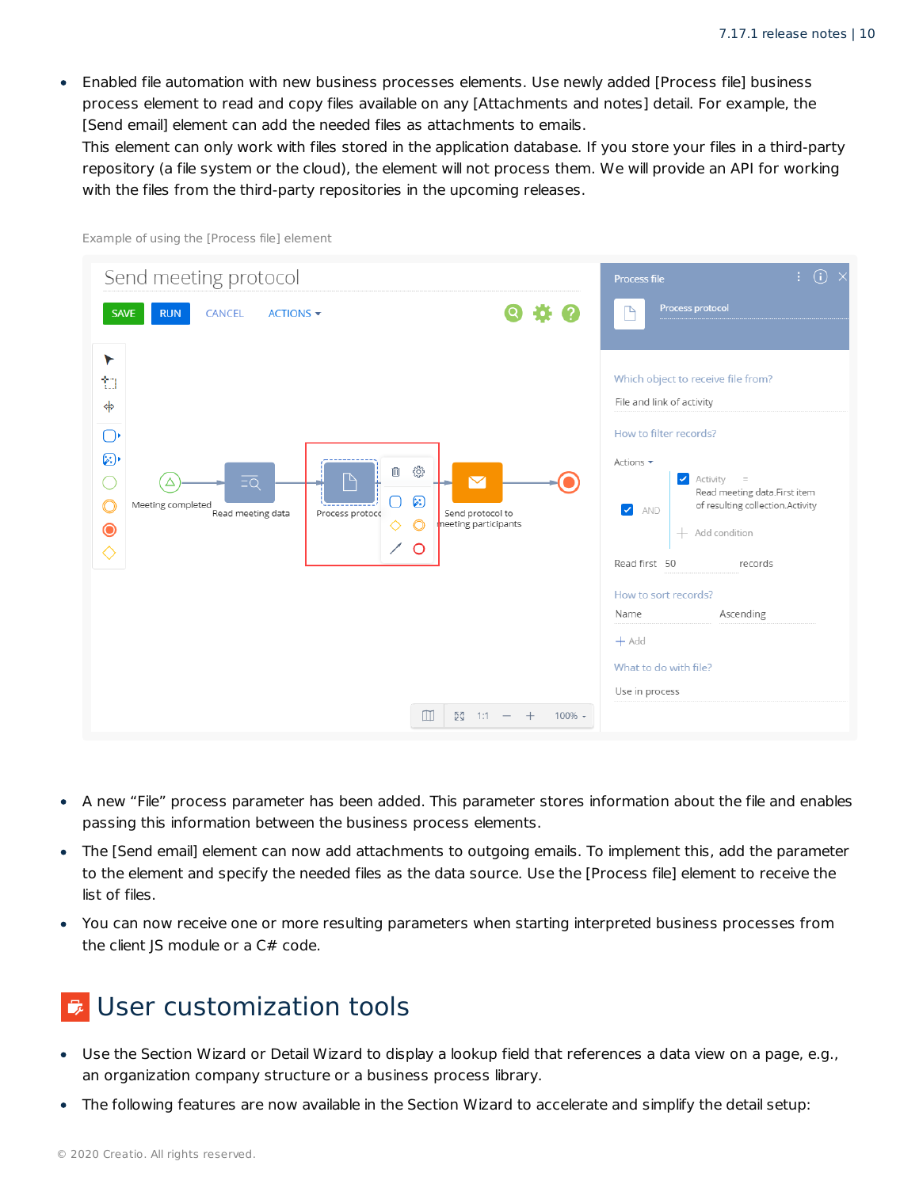- Enabled file automation with new business processes elements. Use newly added [Process file] business process element to read and copy files available on any [Attachments and notes] detail. For example, the [Send email] element can add the needed files as attachments to emails.
  This element can only work with files stored in the application database. If you store your files in a third-party repository (a file system or the cloud), the element will not process them. We will provide an API for working with the files from the third-party repositories in the upcoming releases.

Example of using the [Process file] element

- A new "File" process parameter has been added. This parameter stores information about the file and enables passing this information between the business process elements.
- The [Send email] element can now add attachments to outgoing emails. To implement this, add the parameter to the element and specify the needed files as the data source. Use the [Process file] element to receive the list of files.
- You can now receive one or more resulting parameters when starting interpreted business processes from the client JS module or a C# code.

# User customization tools

- Use the Section Wizard or Detail Wizard to display a lookup field that references a data view on a page, e.g., an organization company structure or a business process library.
- The following features are now available in the Section Wizard to accelerate and simplify the detail setup: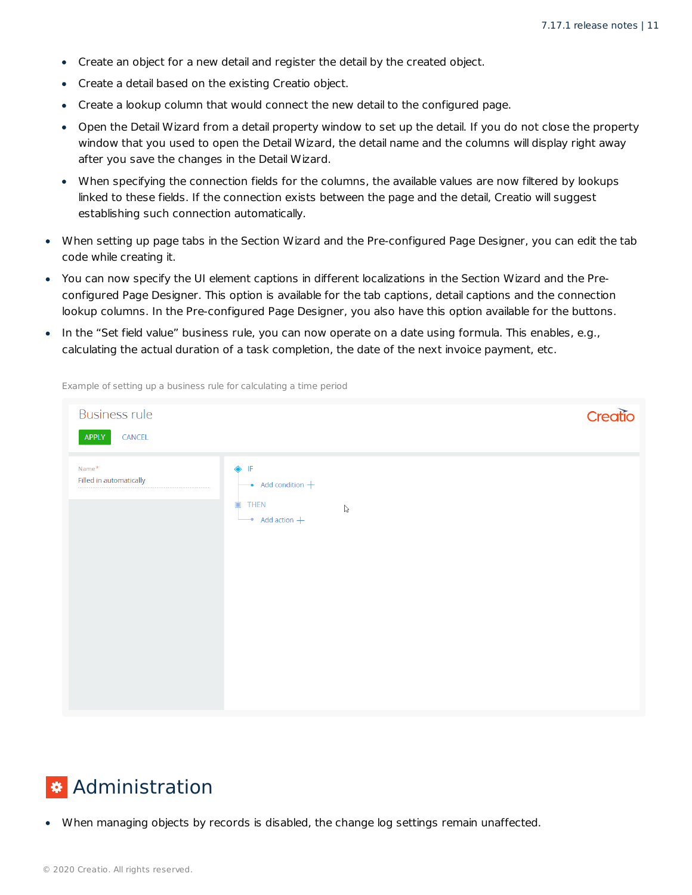- Create an object for a new detail and register the detail by the created object.
  - Create a detail based on the existing Creatio object.
  - Create a lookup column that would connect the new detail to the configured page.
  - Open the Detail Wizard from a detail property window to set up the detail. If you do not close the property window that you used to open the Detail Wizard, the detail name and the columns will display right away after you save the changes in the Detail Wizard.
  - When specifying the connection fields for the columns, the available values are now filtered by lookups linked to these fields. If the connection exists between the page and the detail, Creatio will suggest establishing such connection automatically.

- When setting up page tabs in the Section Wizard and the Pre-configured Page Designer, you can edit the tab code while creating it.
- You can now specify the UI element captions in different localizations in the Section Wizard and the Pre-configured Page Designer. This option is available for the tab captions, detail captions and the connection lookup columns. In the Pre-configured Page Designer, you also have this option available for the buttons.
- In the “Set field value” business rule, you can now operate on a date using formula. This enables, e.g., calculating the actual duration of a task completion, the date of the next invoice payment, etc.

Example of setting up a business rule for calculating a time period

# Administration

- When managing objects by records is disabled, the change log settings remain unaffected.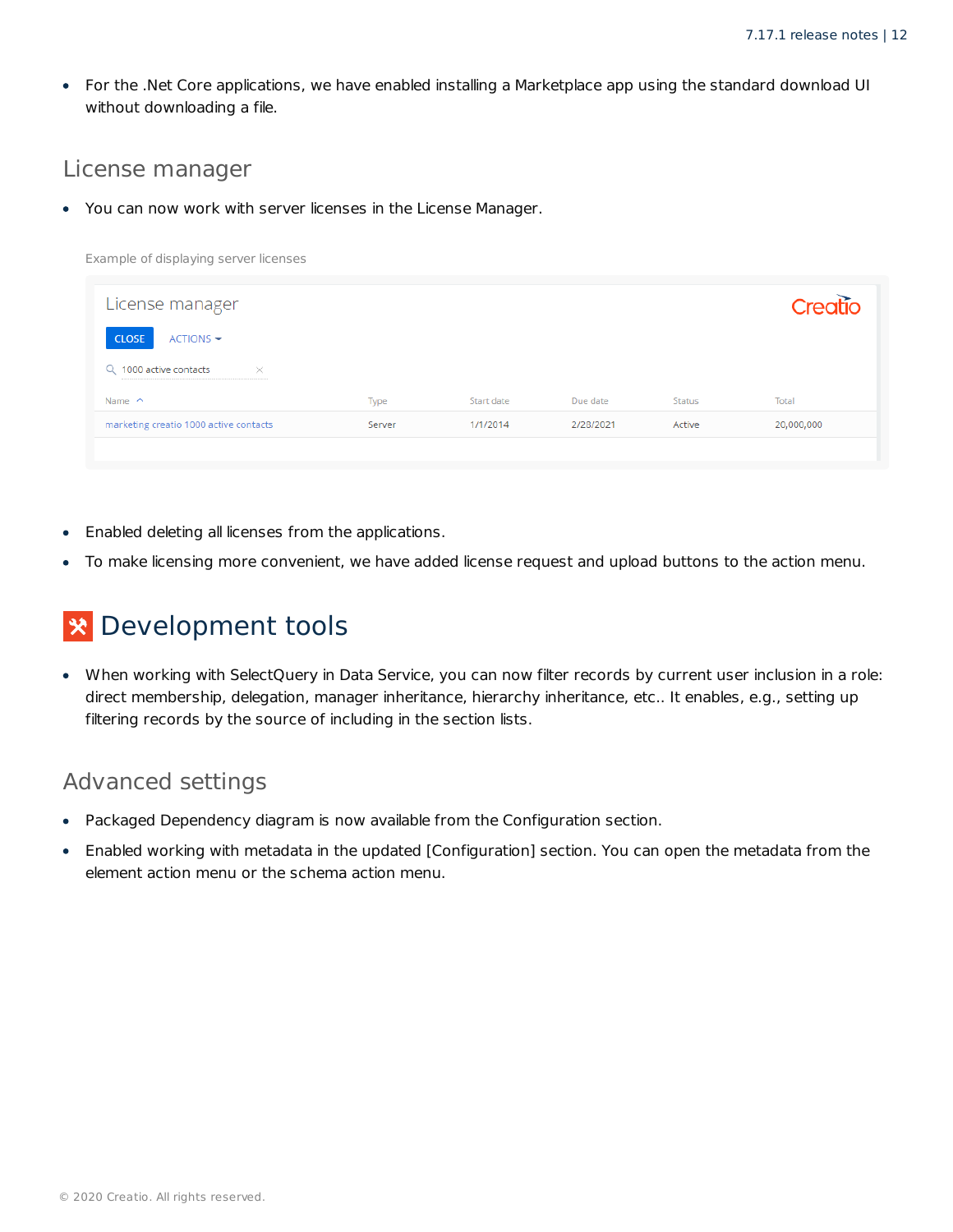- For the .Net Core applications, we have enabled installing a Marketplace app using the standard download UI without downloading a file.

## License manager

- You can now work with server licenses in the License Manager.

Example of displaying server licenses

- Enabled deleting all licenses from the applications.
- To make licensing more convenient, we have added license request and upload buttons to the action menu.

# Development tools

- When working with SelectQuery in Data Service, you can now filter records by current user inclusion in a role: direct membership, delegation, manager inheritance, hierarchy inheritance, etc.. It enables, e.g., setting up filtering records by the source of including in the section lists.

## Advanced settings

- Packaged Dependency diagram is now available from the Configuration section.
- Enabled working with metadata in the updated [Configuration] section. You can open the metadata from the element action menu or the schema action menu.

© 2020 Creatio. All rights reserved.